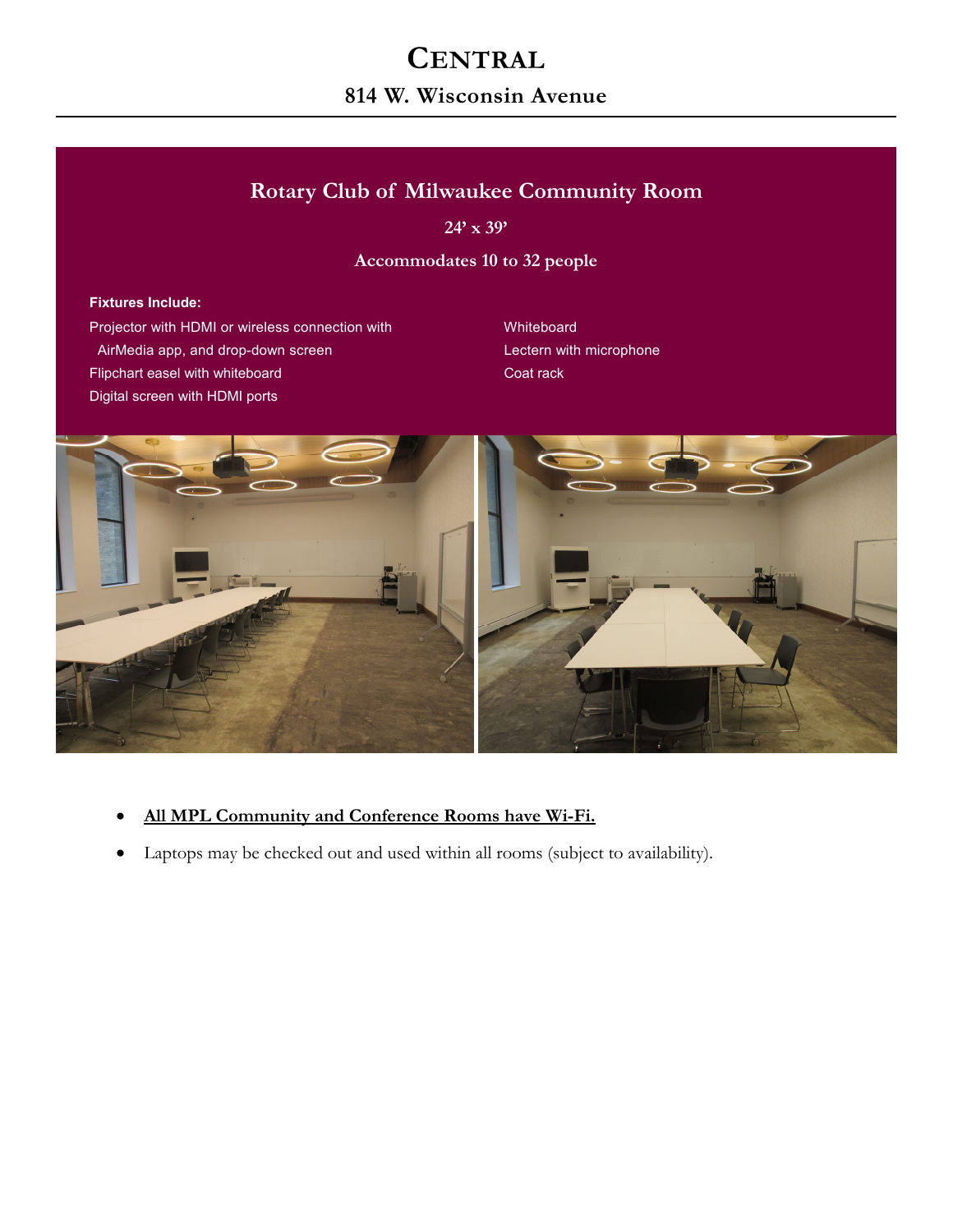# Central

## 814 W. Wisconsin Avenue

### Rotary Club of Milwaukee Community Room

**24' x 39'**

**Accommodates 10 to 32 people**

**Fixtures Include:**

- Projector with HDMI or wireless connection with AirMedia app, and drop-down screen
- Flipchart easel with whiteboard
- Digital screen with HDMI ports
- Whiteboard
- Lectern with microphone
- Coat rack

- **All MPL Community and Conference Rooms have Wi-Fi.**
- Laptops may be checked out and used within all rooms (subject to availability).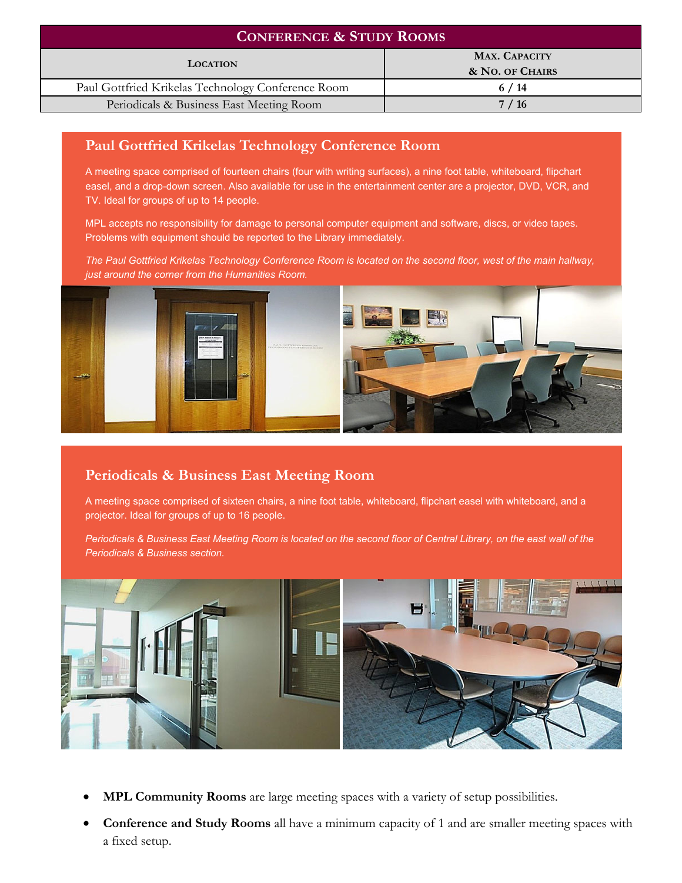| Conference & Study Rooms | |
|---|---|
| **Location** | **Max. Capacity & No. of Chairs** |
| Paul Gottfried Krikelas Technology Conference Room | **6 / 14** |
| Periodicals & Business East Meeting Room | **7 / 16** |

## Paul Gottfried Krikelas Technology Conference Room

A meeting space comprised of fourteen chairs (four with writing surfaces), a nine foot table, whiteboard, flipchart easel, and a drop-down screen. Also available for use in the entertainment center are a projector, DVD, VCR, and TV. Ideal for groups of up to 14 people.

MPL accepts no responsibility for damage to personal computer equipment and software, discs, or video tapes. Problems with equipment should be reported to the Library immediately.

*The Paul Gottfried Krikelas Technology Conference Room is located on the second floor, west of the main hallway, just around the corner from the Humanities Room.*

## Periodicals & Business East Meeting Room

A meeting space comprised of sixteen chairs, a nine foot table, whiteboard, flipchart easel with whiteboard, and a projector. Ideal for groups of up to 16 people.

*Periodicals & Business East Meeting Room is located on the second floor of Central Library, on the east wall of the Periodicals & Business section.*

- **MPL Community Rooms** are large meeting spaces with a variety of setup possibilities.
- **Conference and Study Rooms** all have a minimum capacity of 1 and are smaller meeting spaces with a fixed setup.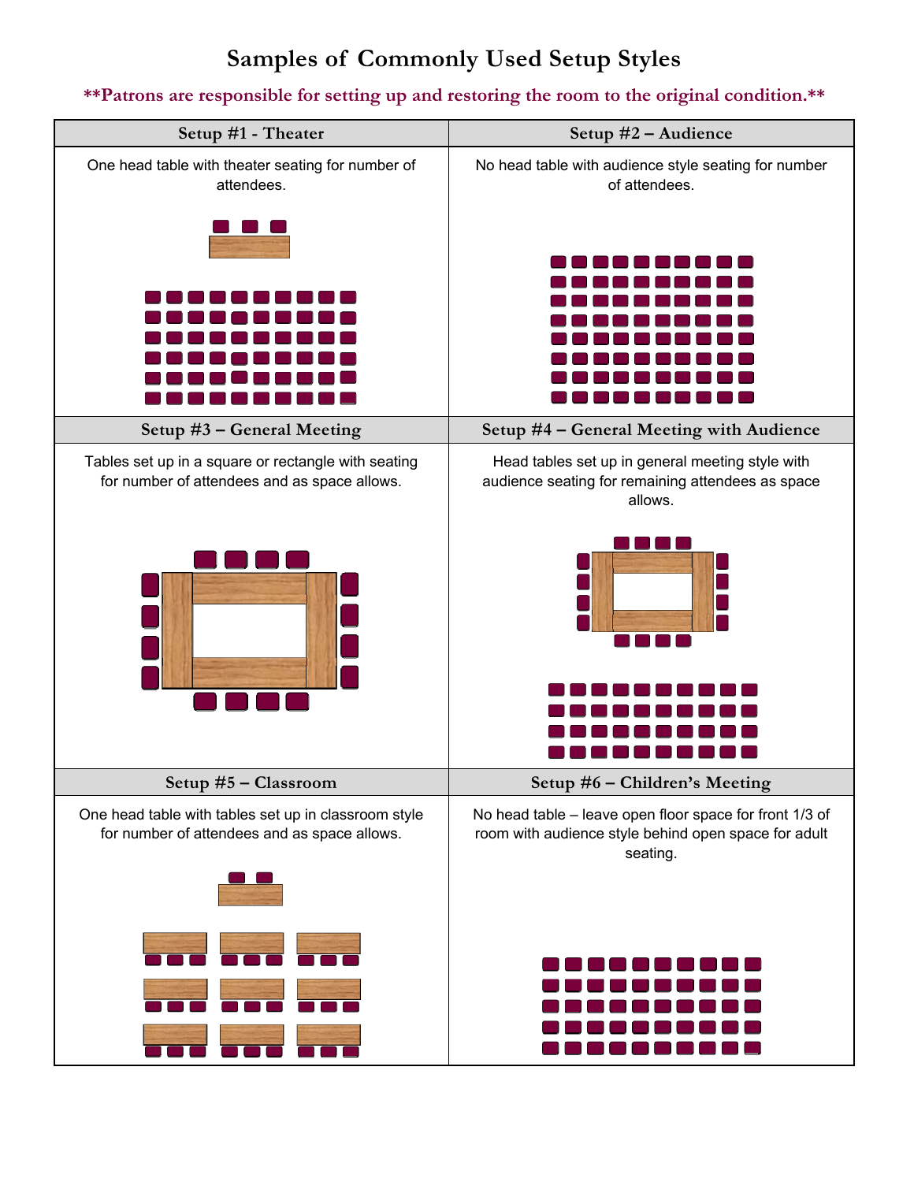# Samples of Commonly Used Setup Styles

****Patrons are responsible for setting up and restoring the room to the original condition.****

| Setup #1 - Theater | Setup #2 – Audience |
|---|---|
| One head table with theater seating for number of attendees. | No head table with audience style seating for number of attendees. |

| Setup #3 – General Meeting | Setup #4 – General Meeting with Audience |
|---|---|
| Tables set up in a square or rectangle with seating for number of attendees and as space allows. | Head tables set up in general meeting style with audience seating for remaining attendees as space allows. |

| Setup #5 – Classroom | Setup #6 – Children's Meeting |
|---|---|
| One head table with tables set up in classroom style for number of attendees and as space allows. | No head table – leave open floor space for front 1/3 of room with audience style behind open space for adult seating. |